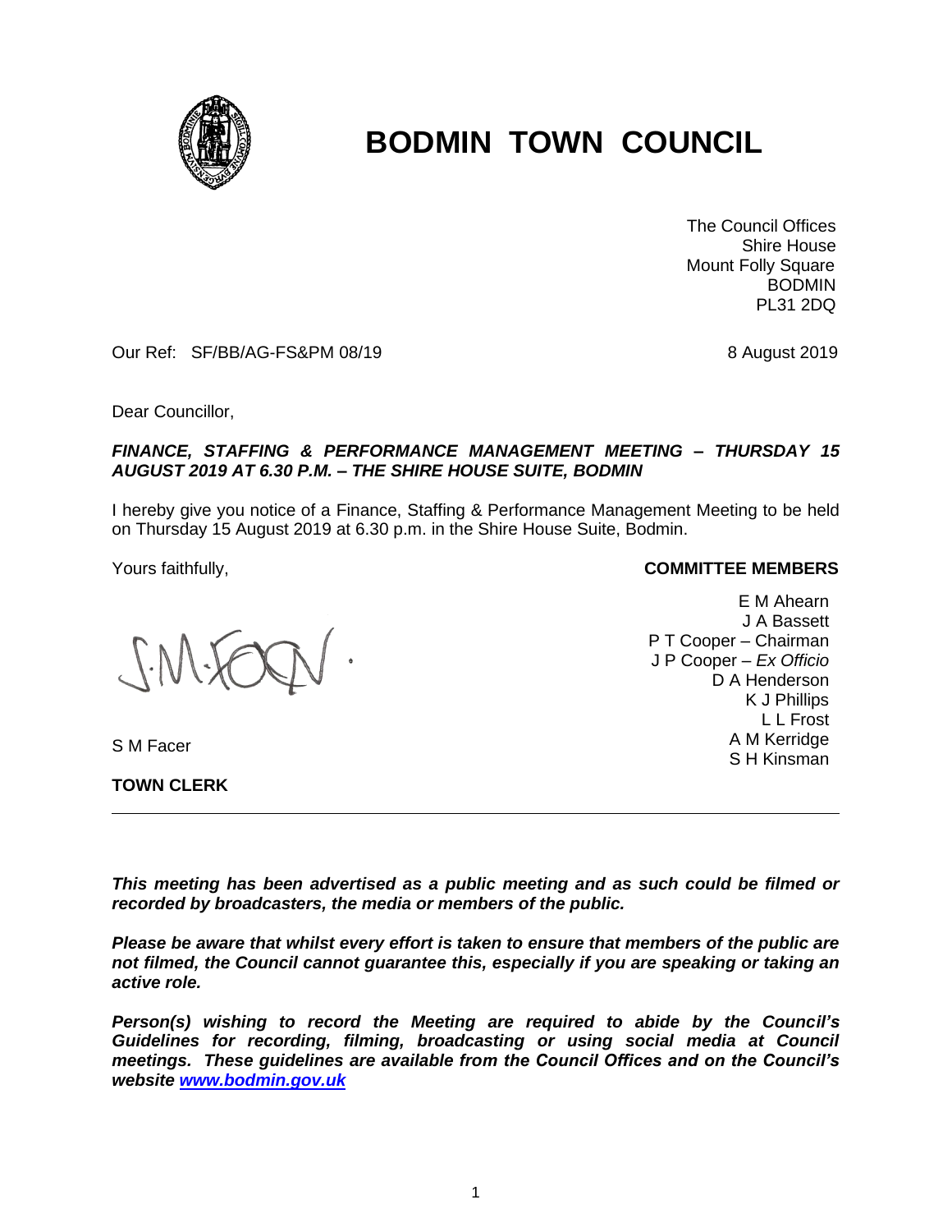# BODMIN TOWN COUNCIL

The Council Offices
Shire House
Mount Folly Square
BODMIN
PL31 2DQ

Our Ref: SF/BB/AG-FS&PM 08/19

8 August 2019

Dear Councillor,

***FINANCE, STAFFING & PERFORMANCE MANAGEMENT MEETING – THURSDAY 15 AUGUST 2019 AT 6.30 P.M. – THE SHIRE HOUSE SUITE, BODMIN***

I hereby give you notice of a Finance, Staffing & Performance Management Meeting to be held on Thursday 15 August 2019 at 6.30 p.m. in the Shire House Suite, Bodmin.

Yours faithfully,

S M Facer

**TOWN CLERK**

**COMMITTEE MEMBERS**

E M Ahearn
J A Bassett
P T Cooper – Chairman
J P Cooper – *Ex Officio*
D A Henderson
K J Phillips
L L Frost
A M Kerridge
S H Kinsman

---

***This meeting has been advertised as a public meeting and as such could be filmed or recorded by broadcasters, the media or members of the public.***

***Please be aware that whilst every effort is taken to ensure that members of the public are not filmed, the Council cannot guarantee this, especially if you are speaking or taking an active role.***

***Person(s) wishing to record the Meeting are required to abide by the Council's Guidelines for recording, filming, broadcasting or using social media at Council meetings. These guidelines are available from the Council Offices and on the Council's website [www.bodmin.gov.uk](http://www.bodmin.gov.uk)***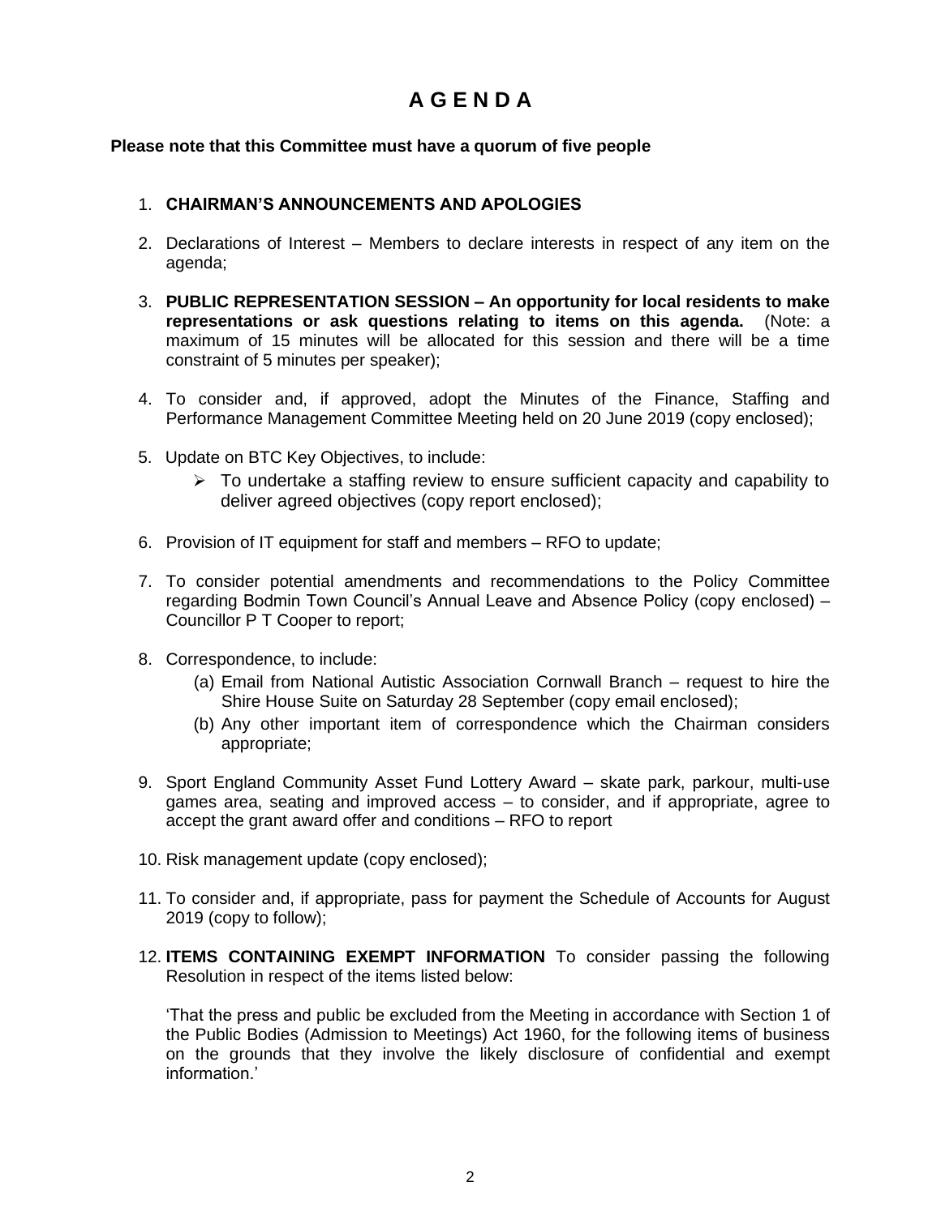# A G E N D A

**Please note that this Committee must have a quorum of five people**

1. **CHAIRMAN'S ANNOUNCEMENTS AND APOLOGIES**

2. Declarations of Interest – Members to declare interests in respect of any item on the agenda;

3. **PUBLIC REPRESENTATION SESSION – An opportunity for local residents to make representations or ask questions relating to items on this agenda.** (Note: a maximum of 15 minutes will be allocated for this session and there will be a time constraint of 5 minutes per speaker);

4. To consider and, if approved, adopt the Minutes of the Finance, Staffing and Performance Management Committee Meeting held on 20 June 2019 (copy enclosed);

5. Update on BTC Key Objectives, to include:
   - To undertake a staffing review to ensure sufficient capacity and capability to deliver agreed objectives (copy report enclosed);

6. Provision of IT equipment for staff and members – RFO to update;

7. To consider potential amendments and recommendations to the Policy Committee regarding Bodmin Town Council's Annual Leave and Absence Policy (copy enclosed) – Councillor P T Cooper to report;

8. Correspondence, to include:
   (a) Email from National Autistic Association Cornwall Branch – request to hire the Shire House Suite on Saturday 28 September (copy email enclosed);
   (b) Any other important item of correspondence which the Chairman considers appropriate;

9. Sport England Community Asset Fund Lottery Award – skate park, parkour, multi-use games area, seating and improved access – to consider, and if appropriate, agree to accept the grant award offer and conditions – RFO to report

10. Risk management update (copy enclosed);

11. To consider and, if appropriate, pass for payment the Schedule of Accounts for August 2019 (copy to follow);

12. **ITEMS CONTAINING EXEMPT INFORMATION** To consider passing the following Resolution in respect of the items listed below:

    'That the press and public be excluded from the Meeting in accordance with Section 1 of the Public Bodies (Admission to Meetings) Act 1960, for the following items of business on the grounds that they involve the likely disclosure of confidential and exempt information.'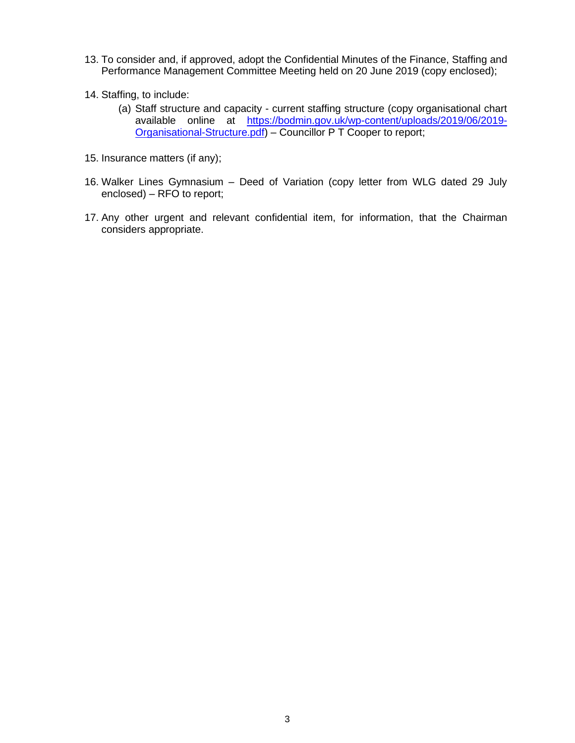13. To consider and, if approved, adopt the Confidential Minutes of the Finance, Staffing and Performance Management Committee Meeting held on 20 June 2019 (copy enclosed);

14. Staffing, to include:
    (a) Staff structure and capacity - current staffing structure (copy organisational chart available online at [https://bodmin.gov.uk/wp-content/uploads/2019/06/2019-Organisational-Structure.pdf](https://bodmin.gov.uk/wp-content/uploads/2019/06/2019-Organisational-Structure.pdf)) – Councillor P T Cooper to report;

15. Insurance matters (if any);

16. Walker Lines Gymnasium – Deed of Variation (copy letter from WLG dated 29 July enclosed) – RFO to report;

17. Any other urgent and relevant confidential item, for information, that the Chairman considers appropriate.